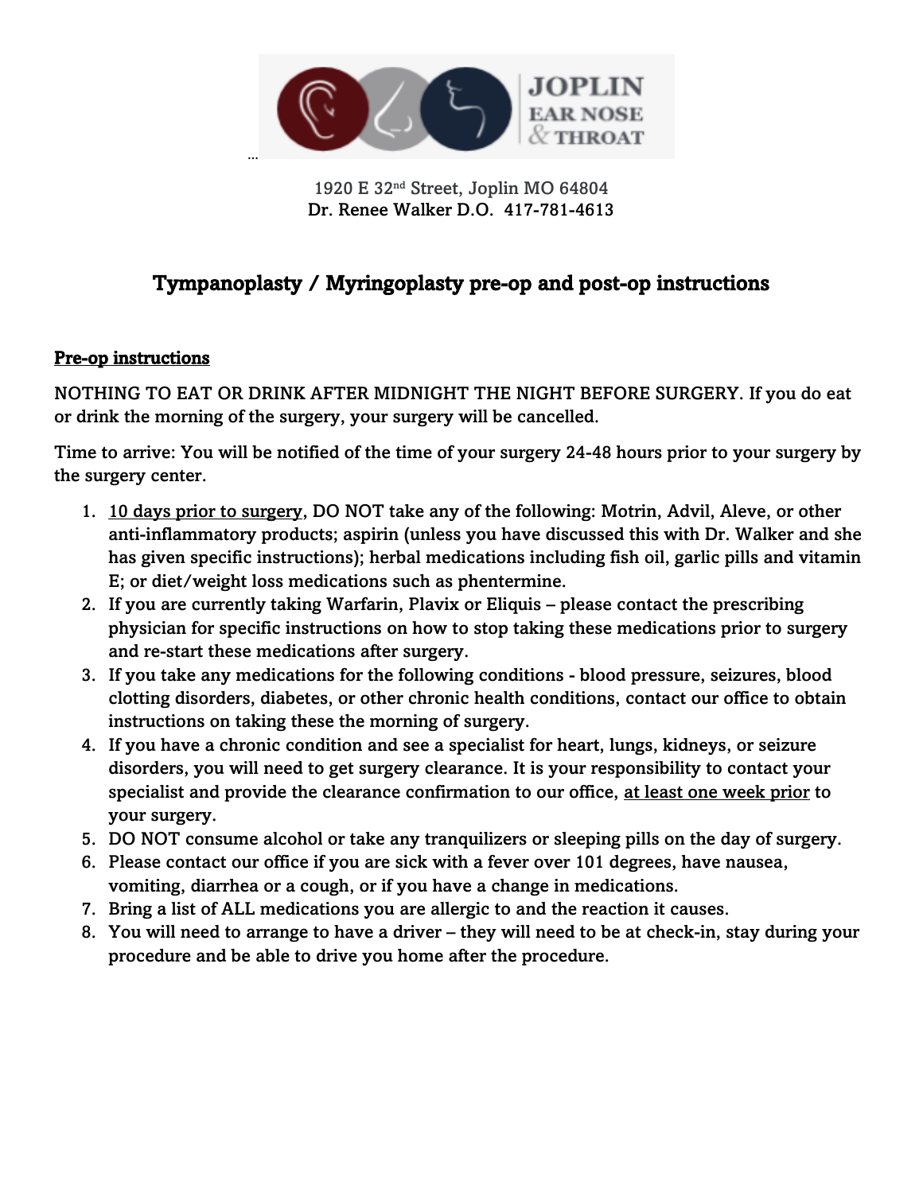JOPLIN EAR NOSE & THROAT

1920 E 32nd Street, Joplin MO 64804
Dr. Renee Walker D.O. 417-781-4613

# Tympanoplasty / Myringoplasty pre-op and post-op instructions

## Pre-op instructions

NOTHING TO EAT OR DRINK AFTER MIDNIGHT THE NIGHT BEFORE SURGERY. If you do eat or drink the morning of the surgery, your surgery will be cancelled.

Time to arrive: You will be notified of the time of your surgery 24-48 hours prior to your surgery by the surgery center.

1. 10 days prior to surgery, DO NOT take any of the following: Motrin, Advil, Aleve, or other anti-inflammatory products; aspirin (unless you have discussed this with Dr. Walker and she has given specific instructions); herbal medications including fish oil, garlic pills and vitamin E; or diet/weight loss medications such as phentermine.
2. If you are currently taking Warfarin, Plavix or Eliquis – please contact the prescribing physician for specific instructions on how to stop taking these medications prior to surgery and re-start these medications after surgery.
3. If you take any medications for the following conditions - blood pressure, seizures, blood clotting disorders, diabetes, or other chronic health conditions, contact our office to obtain instructions on taking these the morning of surgery.
4. If you have a chronic condition and see a specialist for heart, lungs, kidneys, or seizure disorders, you will need to get surgery clearance. It is your responsibility to contact your specialist and provide the clearance confirmation to our office, at least one week prior to your surgery.
5. DO NOT consume alcohol or take any tranquilizers or sleeping pills on the day of surgery.
6. Please contact our office if you are sick with a fever over 101 degrees, have nausea, vomiting, diarrhea or a cough, or if you have a change in medications.
7. Bring a list of ALL medications you are allergic to and the reaction it causes.
8. You will need to arrange to have a driver – they will need to be at check-in, stay during your procedure and be able to drive you home after the procedure.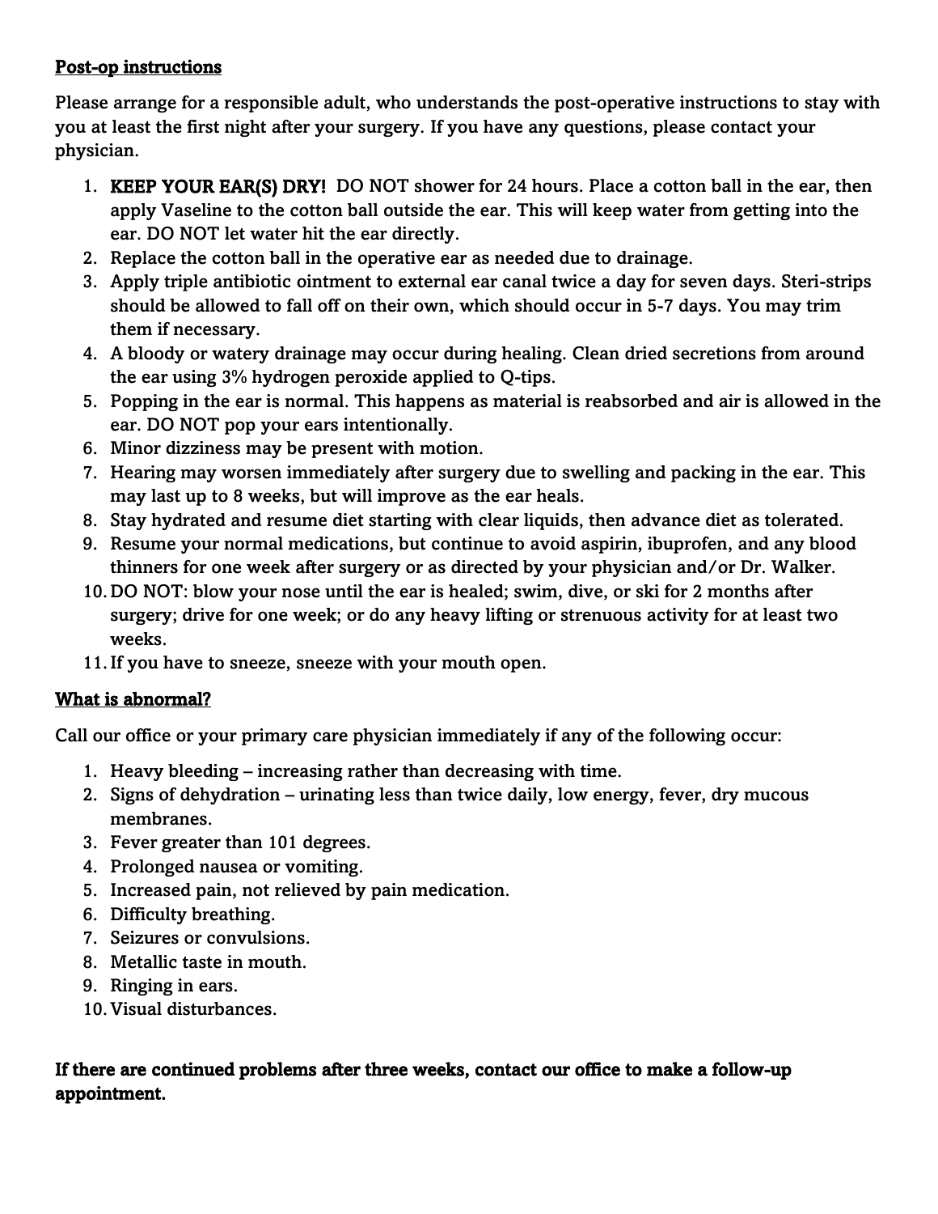## Post-op instructions

Please arrange for a responsible adult, who understands the post-operative instructions to stay with you at least the first night after your surgery. If you have any questions, please contact your physician.

1. **KEEP YOUR EAR(S) DRY!** DO NOT shower for 24 hours. Place a cotton ball in the ear, then apply Vaseline to the cotton ball outside the ear. This will keep water from getting into the ear. DO NOT let water hit the ear directly.
2. Replace the cotton ball in the operative ear as needed due to drainage.
3. Apply triple antibiotic ointment to external ear canal twice a day for seven days. Steri-strips should be allowed to fall off on their own, which should occur in 5-7 days. You may trim them if necessary.
4. A bloody or watery drainage may occur during healing. Clean dried secretions from around the ear using 3% hydrogen peroxide applied to Q-tips.
5. Popping in the ear is normal. This happens as material is reabsorbed and air is allowed in the ear. DO NOT pop your ears intentionally.
6. Minor dizziness may be present with motion.
7. Hearing may worsen immediately after surgery due to swelling and packing in the ear. This may last up to 8 weeks, but will improve as the ear heals.
8. Stay hydrated and resume diet starting with clear liquids, then advance diet as tolerated.
9. Resume your normal medications, but continue to avoid aspirin, ibuprofen, and any blood thinners for one week after surgery or as directed by your physician and/or Dr. Walker.
10. DO NOT: blow your nose until the ear is healed; swim, dive, or ski for 2 months after surgery; drive for one week; or do any heavy lifting or strenuous activity for at least two weeks.
11. If you have to sneeze, sneeze with your mouth open.

## What is abnormal?

Call our office or your primary care physician immediately if any of the following occur:

1. Heavy bleeding – increasing rather than decreasing with time.
2. Signs of dehydration – urinating less than twice daily, low energy, fever, dry mucous membranes.
3. Fever greater than 101 degrees.
4. Prolonged nausea or vomiting.
5. Increased pain, not relieved by pain medication.
6. Difficulty breathing.
7. Seizures or convulsions.
8. Metallic taste in mouth.
9. Ringing in ears.
10. Visual disturbances.

**If there are continued problems after three weeks, contact our office to make a follow-up appointment.**